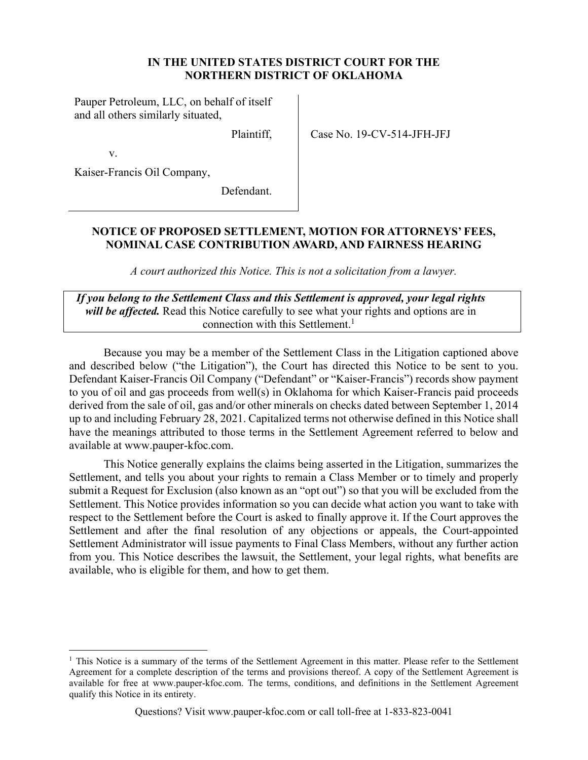**IN THE UNITED STATES DISTRICT COURT FOR THE NORTHERN DISTRICT OF OKLAHOMA**

| | |
|---|---|
| Pauper Petroleum, LLC, on behalf of itself and all others similarly situated,<br><br>Plaintiff,<br><br>v.<br><br>Kaiser-Francis Oil Company,<br><br>Defendant. | Case No. 19-CV-514-JFH-JFJ |

## NOTICE OF PROPOSED SETTLEMENT, MOTION FOR ATTORNEYS' FEES, NOMINAL CASE CONTRIBUTION AWARD, AND FAIRNESS HEARING

*A court authorized this Notice. This is not a solicitation from a lawyer.*

> ***If you belong to the Settlement Class and this Settlement is approved, your legal rights will be affected.*** Read this Notice carefully to see what your rights and options are in connection with this Settlement.[1]

Because you may be a member of the Settlement Class in the Litigation captioned above and described below ("the Litigation"), the Court has directed this Notice to be sent to you. Defendant Kaiser-Francis Oil Company ("Defendant" or "Kaiser-Francis") records show payment to you of oil and gas proceeds from well(s) in Oklahoma for which Kaiser-Francis paid proceeds derived from the sale of oil, gas and/or other minerals on checks dated between September 1, 2014 up to and including February 28, 2021. Capitalized terms not otherwise defined in this Notice shall have the meanings attributed to those terms in the Settlement Agreement referred to below and available at www.pauper-kfoc.com.

This Notice generally explains the claims being asserted in the Litigation, summarizes the Settlement, and tells you about your rights to remain a Class Member or to timely and properly submit a Request for Exclusion (also known as an "opt out") so that you will be excluded from the Settlement. This Notice provides information so you can decide what action you want to take with respect to the Settlement before the Court is asked to finally approve it. If the Court approves the Settlement and after the final resolution of any objections or appeals, the Court-appointed Settlement Administrator will issue payments to Final Class Members, without any further action from you. This Notice describes the lawsuit, the Settlement, your legal rights, what benefits are available, who is eligible for them, and how to get them.

[1] This Notice is a summary of the terms of the Settlement Agreement in this matter. Please refer to the Settlement Agreement for a complete description of the terms and provisions thereof. A copy of the Settlement Agreement is available for free at www.pauper-kfoc.com. The terms, conditions, and definitions in the Settlement Agreement qualify this Notice in its entirety.

Questions? Visit www.pauper-kfoc.com or call toll-free at 1-833-823-0041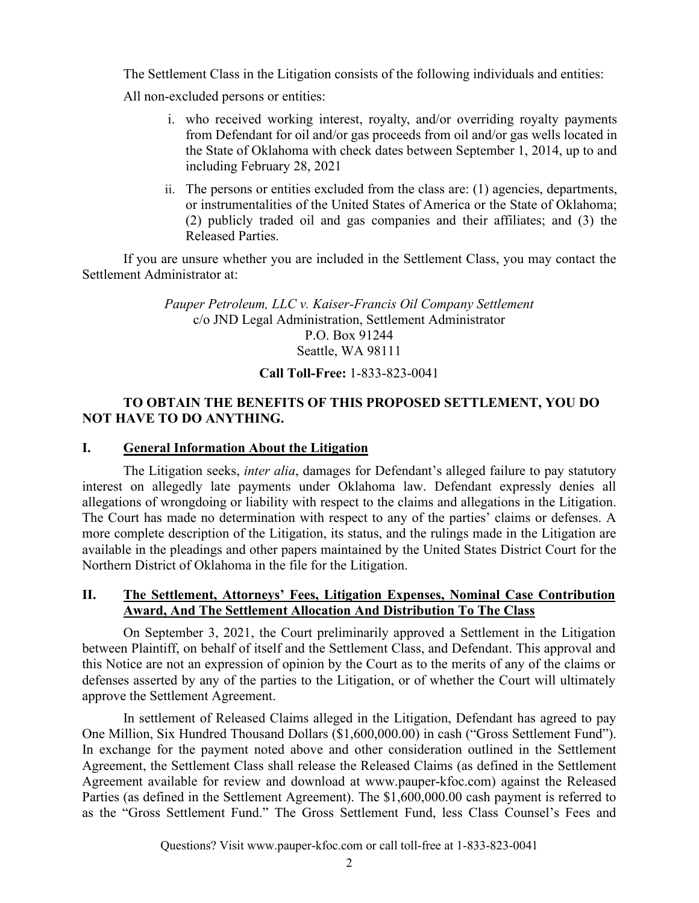The Settlement Class in the Litigation consists of the following individuals and entities:

All non-excluded persons or entities:

i. who received working interest, royalty, and/or overriding royalty payments from Defendant for oil and/or gas proceeds from oil and/or gas wells located in the State of Oklahoma with check dates between September 1, 2014, up to and including February 28, 2021

ii. The persons or entities excluded from the class are: (1) agencies, departments, or instrumentalities of the United States of America or the State of Oklahoma; (2) publicly traded oil and gas companies and their affiliates; and (3) the Released Parties.

If you are unsure whether you are included in the Settlement Class, you may contact the Settlement Administrator at:

*Pauper Petroleum, LLC v. Kaiser-Francis Oil Company Settlement*
c/o JND Legal Administration, Settlement Administrator
P.O. Box 91244
Seattle, WA 98111

**Call Toll-Free:** 1-833-823-0041

**TO OBTAIN THE BENEFITS OF THIS PROPOSED SETTLEMENT, YOU DO NOT HAVE TO DO ANYTHING.**

## I. General Information About the Litigation

The Litigation seeks, *inter alia*, damages for Defendant's alleged failure to pay statutory interest on allegedly late payments under Oklahoma law. Defendant expressly denies all allegations of wrongdoing or liability with respect to the claims and allegations in the Litigation. The Court has made no determination with respect to any of the parties' claims or defenses. A more complete description of the Litigation, its status, and the rulings made in the Litigation are available in the pleadings and other papers maintained by the United States District Court for the Northern District of Oklahoma in the file for the Litigation.

## II. The Settlement, Attorneys' Fees, Litigation Expenses, Nominal Case Contribution Award, And The Settlement Allocation And Distribution To The Class

On September 3, 2021, the Court preliminarily approved a Settlement in the Litigation between Plaintiff, on behalf of itself and the Settlement Class, and Defendant. This approval and this Notice are not an expression of opinion by the Court as to the merits of any of the claims or defenses asserted by any of the parties to the Litigation, or of whether the Court will ultimately approve the Settlement Agreement.

In settlement of Released Claims alleged in the Litigation, Defendant has agreed to pay One Million, Six Hundred Thousand Dollars ($1,600,000.00) in cash ("Gross Settlement Fund"). In exchange for the payment noted above and other consideration outlined in the Settlement Agreement, the Settlement Class shall release the Released Claims (as defined in the Settlement Agreement available for review and download at www.pauper-kfoc.com) against the Released Parties (as defined in the Settlement Agreement). The $1,600,000.00 cash payment is referred to as the "Gross Settlement Fund." The Gross Settlement Fund, less Class Counsel's Fees and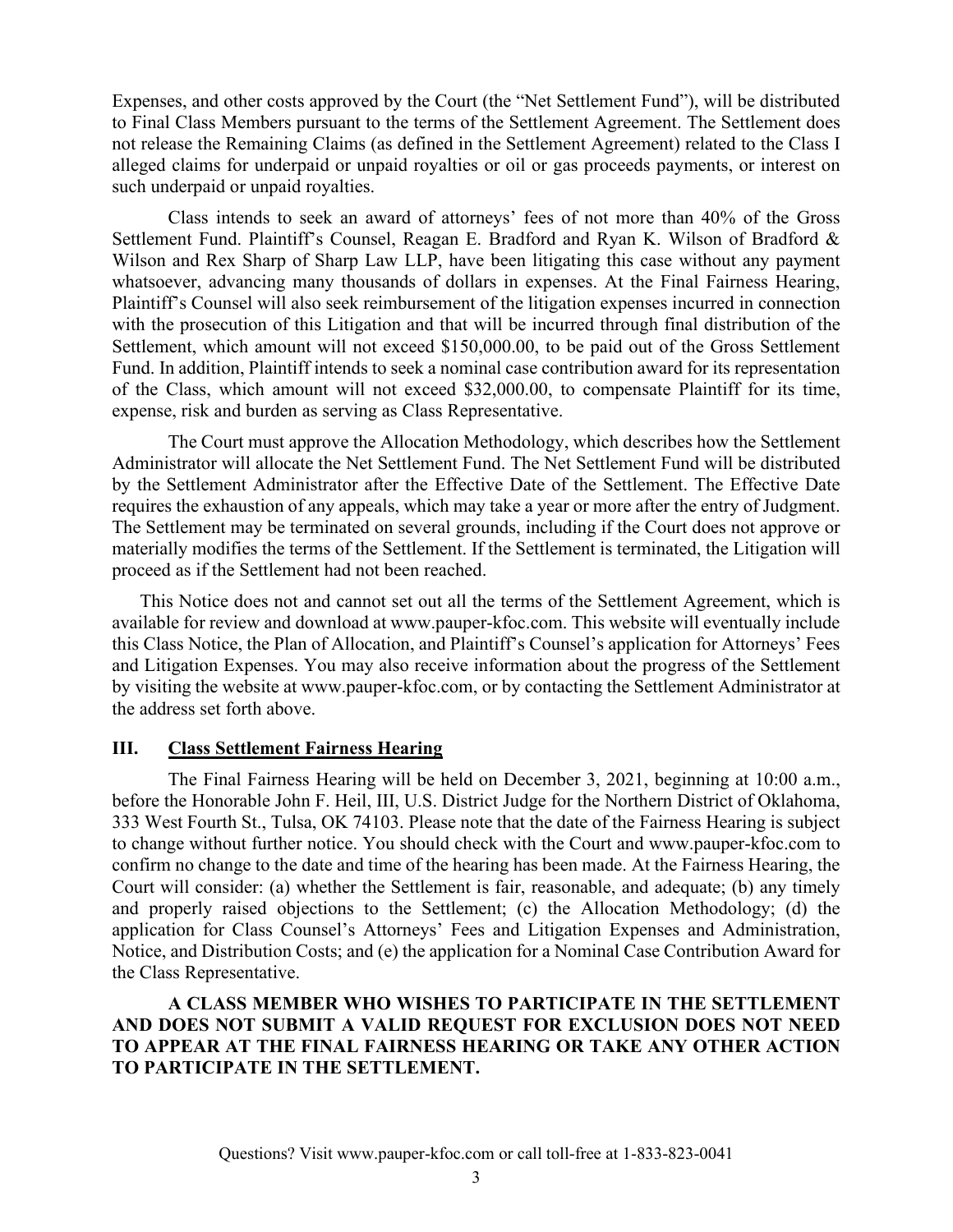Expenses, and other costs approved by the Court (the "Net Settlement Fund"), will be distributed to Final Class Members pursuant to the terms of the Settlement Agreement. The Settlement does not release the Remaining Claims (as defined in the Settlement Agreement) related to the Class I alleged claims for underpaid or unpaid royalties or oil or gas proceeds payments, or interest on such underpaid or unpaid royalties.

Class intends to seek an award of attorneys' fees of not more than 40% of the Gross Settlement Fund. Plaintiff's Counsel, Reagan E. Bradford and Ryan K. Wilson of Bradford & Wilson and Rex Sharp of Sharp Law LLP, have been litigating this case without any payment whatsoever, advancing many thousands of dollars in expenses. At the Final Fairness Hearing, Plaintiff's Counsel will also seek reimbursement of the litigation expenses incurred in connection with the prosecution of this Litigation and that will be incurred through final distribution of the Settlement, which amount will not exceed $150,000.00, to be paid out of the Gross Settlement Fund. In addition, Plaintiff intends to seek a nominal case contribution award for its representation of the Class, which amount will not exceed $32,000.00, to compensate Plaintiff for its time, expense, risk and burden as serving as Class Representative.

The Court must approve the Allocation Methodology, which describes how the Settlement Administrator will allocate the Net Settlement Fund. The Net Settlement Fund will be distributed by the Settlement Administrator after the Effective Date of the Settlement. The Effective Date requires the exhaustion of any appeals, which may take a year or more after the entry of Judgment. The Settlement may be terminated on several grounds, including if the Court does not approve or materially modifies the terms of the Settlement. If the Settlement is terminated, the Litigation will proceed as if the Settlement had not been reached.

This Notice does not and cannot set out all the terms of the Settlement Agreement, which is available for review and download at www.pauper-kfoc.com. This website will eventually include this Class Notice, the Plan of Allocation, and Plaintiff's Counsel's application for Attorneys' Fees and Litigation Expenses. You may also receive information about the progress of the Settlement by visiting the website at www.pauper-kfoc.com, or by contacting the Settlement Administrator at the address set forth above.

## III. Class Settlement Fairness Hearing

The Final Fairness Hearing will be held on December 3, 2021, beginning at 10:00 a.m., before the Honorable John F. Heil, III, U.S. District Judge for the Northern District of Oklahoma, 333 West Fourth St., Tulsa, OK 74103. Please note that the date of the Fairness Hearing is subject to change without further notice. You should check with the Court and www.pauper-kfoc.com to confirm no change to the date and time of the hearing has been made. At the Fairness Hearing, the Court will consider: (a) whether the Settlement is fair, reasonable, and adequate; (b) any timely and properly raised objections to the Settlement; (c) the Allocation Methodology; (d) the application for Class Counsel's Attorneys' Fees and Litigation Expenses and Administration, Notice, and Distribution Costs; and (e) the application for a Nominal Case Contribution Award for the Class Representative.

**A CLASS MEMBER WHO WISHES TO PARTICIPATE IN THE SETTLEMENT AND DOES NOT SUBMIT A VALID REQUEST FOR EXCLUSION DOES NOT NEED TO APPEAR AT THE FINAL FAIRNESS HEARING OR TAKE ANY OTHER ACTION TO PARTICIPATE IN THE SETTLEMENT.**

Questions? Visit www.pauper-kfoc.com or call toll-free at 1-833-823-0041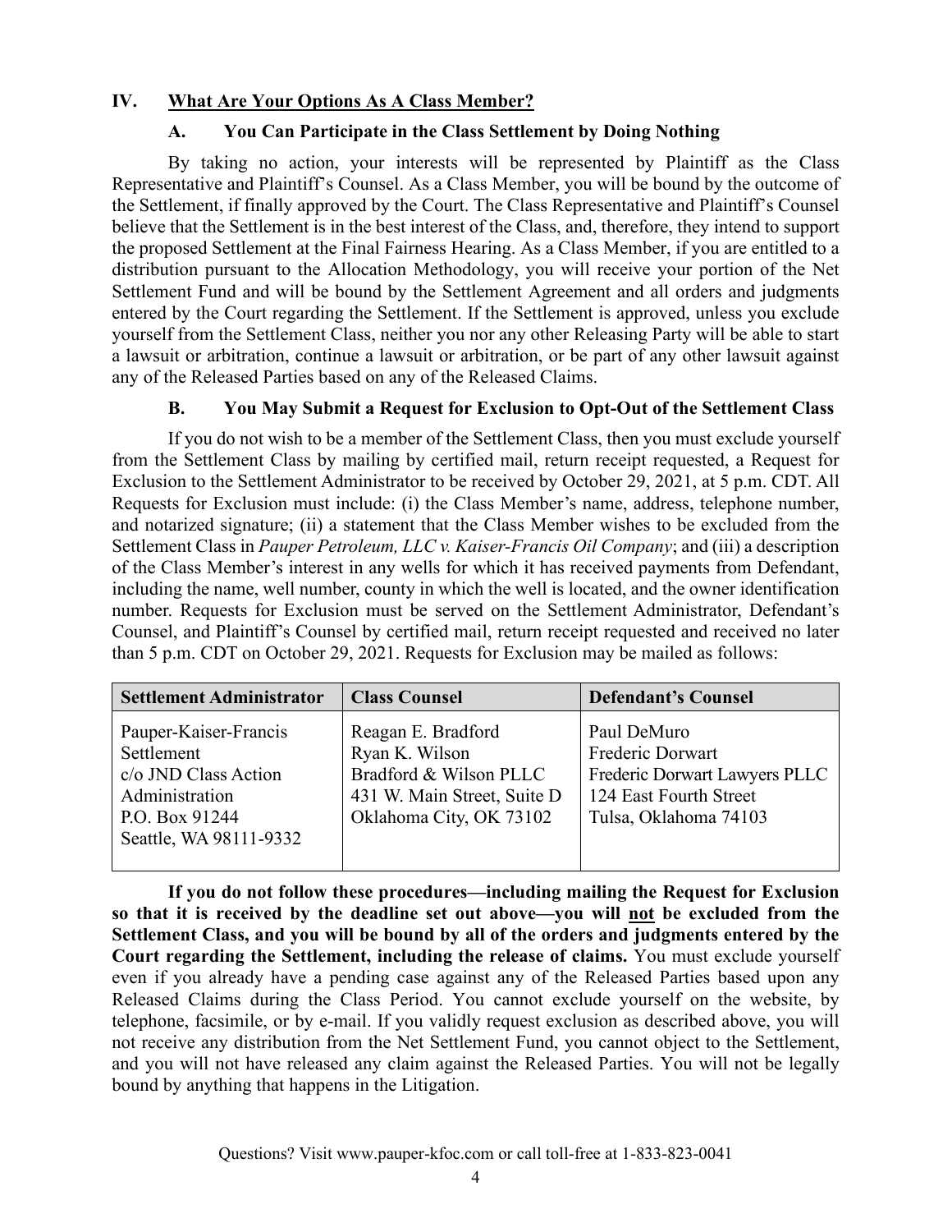## IV. What Are Your Options As A Class Member?

### A. You Can Participate in the Class Settlement by Doing Nothing

By taking no action, your interests will be represented by Plaintiff as the Class Representative and Plaintiff's Counsel. As a Class Member, you will be bound by the outcome of the Settlement, if finally approved by the Court. The Class Representative and Plaintiff's Counsel believe that the Settlement is in the best interest of the Class, and, therefore, they intend to support the proposed Settlement at the Final Fairness Hearing. As a Class Member, if you are entitled to a distribution pursuant to the Allocation Methodology, you will receive your portion of the Net Settlement Fund and will be bound by the Settlement Agreement and all orders and judgments entered by the Court regarding the Settlement. If the Settlement is approved, unless you exclude yourself from the Settlement Class, neither you nor any other Releasing Party will be able to start a lawsuit or arbitration, continue a lawsuit or arbitration, or be part of any other lawsuit against any of the Released Parties based on any of the Released Claims.

### B. You May Submit a Request for Exclusion to Opt-Out of the Settlement Class

If you do not wish to be a member of the Settlement Class, then you must exclude yourself from the Settlement Class by mailing by certified mail, return receipt requested, a Request for Exclusion to the Settlement Administrator to be received by October 29, 2021, at 5 p.m. CDT. All Requests for Exclusion must include: (i) the Class Member's name, address, telephone number, and notarized signature; (ii) a statement that the Class Member wishes to be excluded from the Settlement Class in *Pauper Petroleum, LLC v. Kaiser-Francis Oil Company*; and (iii) a description of the Class Member's interest in any wells for which it has received payments from Defendant, including the name, well number, county in which the well is located, and the owner identification number. Requests for Exclusion must be served on the Settlement Administrator, Defendant's Counsel, and Plaintiff's Counsel by certified mail, return receipt requested and received no later than 5 p.m. CDT on October 29, 2021. Requests for Exclusion may be mailed as follows:

| Settlement Administrator | Class Counsel | Defendant's Counsel |
|---|---|---|
| Pauper-Kaiser-Francis Settlement<br>c/o JND Class Action Administration<br>P.O. Box 91244<br>Seattle, WA 98111-9332 | Reagan E. Bradford<br>Ryan K. Wilson<br>Bradford & Wilson PLLC<br>431 W. Main Street, Suite D<br>Oklahoma City, OK 73102 | Paul DeMuro<br>Frederic Dorwart<br>Frederic Dorwart Lawyers PLLC<br>124 East Fourth Street<br>Tulsa, Oklahoma 74103 |

**If you do not follow these procedures—including mailing the Request for Exclusion so that it is received by the deadline set out above—you will <u>not</u> be excluded from the Settlement Class, and you will be bound by all of the orders and judgments entered by the Court regarding the Settlement, including the release of claims.** You must exclude yourself even if you already have a pending case against any of the Released Parties based upon any Released Claims during the Class Period. You cannot exclude yourself on the website, by telephone, facsimile, or by e-mail. If you validly request exclusion as described above, you will not receive any distribution from the Net Settlement Fund, you cannot object to the Settlement, and you will not have released any claim against the Released Parties. You will not be legally bound by anything that happens in the Litigation.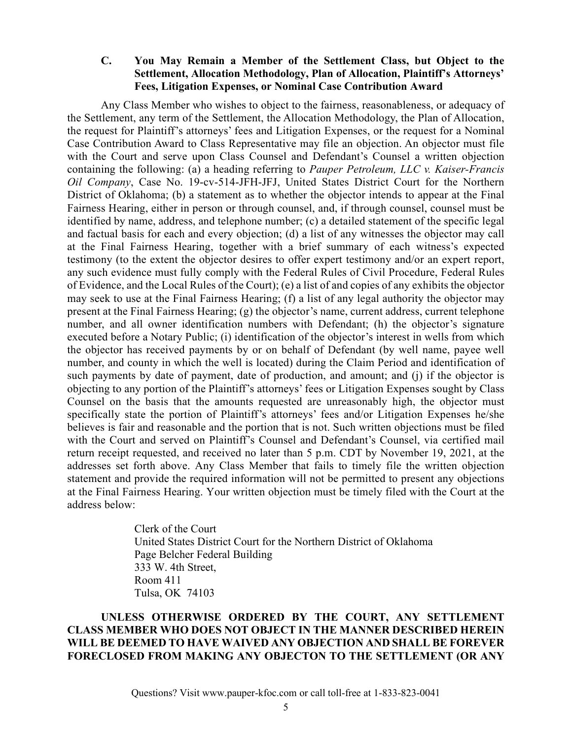### C. You May Remain a Member of the Settlement Class, but Object to the Settlement, Allocation Methodology, Plan of Allocation, Plaintiff's Attorneys' Fees, Litigation Expenses, or Nominal Case Contribution Award

Any Class Member who wishes to object to the fairness, reasonableness, or adequacy of the Settlement, any term of the Settlement, the Allocation Methodology, the Plan of Allocation, the request for Plaintiff's attorneys' fees and Litigation Expenses, or the request for a Nominal Case Contribution Award to Class Representative may file an objection. An objector must file with the Court and serve upon Class Counsel and Defendant's Counsel a written objection containing the following: (a) a heading referring to *Pauper Petroleum, LLC v. Kaiser-Francis Oil Company*, Case No. 19-cv-514-JFH-JFJ, United States District Court for the Northern District of Oklahoma; (b) a statement as to whether the objector intends to appear at the Final Fairness Hearing, either in person or through counsel, and, if through counsel, counsel must be identified by name, address, and telephone number; (c) a detailed statement of the specific legal and factual basis for each and every objection; (d) a list of any witnesses the objector may call at the Final Fairness Hearing, together with a brief summary of each witness's expected testimony (to the extent the objector desires to offer expert testimony and/or an expert report, any such evidence must fully comply with the Federal Rules of Civil Procedure, Federal Rules of Evidence, and the Local Rules of the Court); (e) a list of and copies of any exhibits the objector may seek to use at the Final Fairness Hearing; (f) a list of any legal authority the objector may present at the Final Fairness Hearing; (g) the objector's name, current address, current telephone number, and all owner identification numbers with Defendant; (h) the objector's signature executed before a Notary Public; (i) identification of the objector's interest in wells from which the objector has received payments by or on behalf of Defendant (by well name, payee well number, and county in which the well is located) during the Claim Period and identification of such payments by date of payment, date of production, and amount; and (j) if the objector is objecting to any portion of the Plaintiff's attorneys' fees or Litigation Expenses sought by Class Counsel on the basis that the amounts requested are unreasonably high, the objector must specifically state the portion of Plaintiff's attorneys' fees and/or Litigation Expenses he/she believes is fair and reasonable and the portion that is not. Such written objections must be filed with the Court and served on Plaintiff's Counsel and Defendant's Counsel, via certified mail return receipt requested, and received no later than 5 p.m. CDT by November 19, 2021, at the addresses set forth above. Any Class Member that fails to timely file the written objection statement and provide the required information will not be permitted to present any objections at the Final Fairness Hearing. Your written objection must be timely filed with the Court at the address below:

Clerk of the Court
United States District Court for the Northern District of Oklahoma
Page Belcher Federal Building
333 W. 4th Street,
Room 411
Tulsa, OK 74103

**UNLESS OTHERWISE ORDERED BY THE COURT, ANY SETTLEMENT CLASS MEMBER WHO DOES NOT OBJECT IN THE MANNER DESCRIBED HEREIN WILL BE DEEMED TO HAVE WAIVED ANY OBJECTION AND SHALL BE FOREVER FORECLOSED FROM MAKING ANY OBJECTON TO THE SETTLEMENT (OR ANY**

Questions? Visit www.pauper-kfoc.com or call toll-free at 1-833-823-0041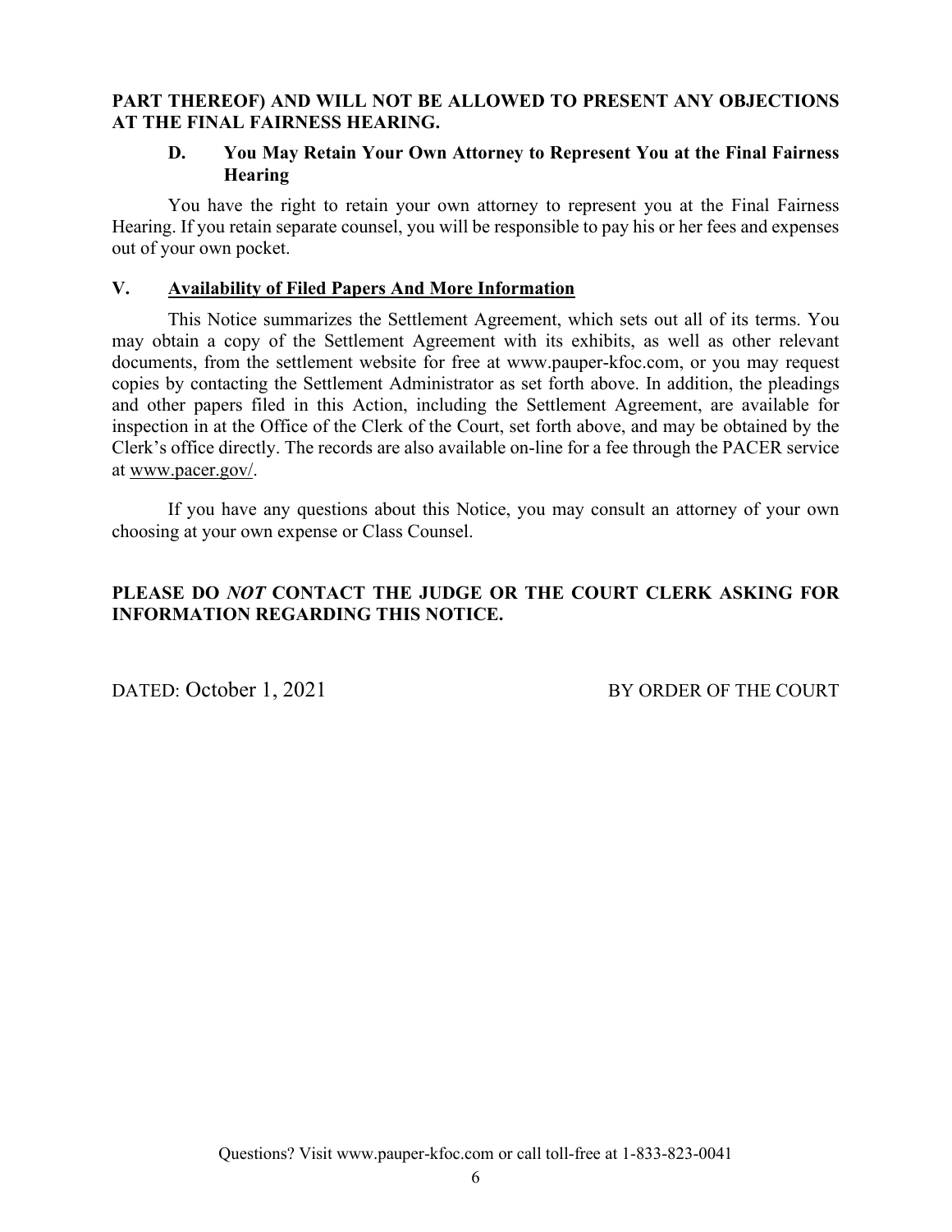**PART THEREOF) AND WILL NOT BE ALLOWED TO PRESENT ANY OBJECTIONS AT THE FINAL FAIRNESS HEARING.**

### D. You May Retain Your Own Attorney to Represent You at the Final Fairness Hearing

You have the right to retain your own attorney to represent you at the Final Fairness Hearing. If you retain separate counsel, you will be responsible to pay his or her fees and expenses out of your own pocket.

## V. Availability of Filed Papers And More Information

This Notice summarizes the Settlement Agreement, which sets out all of its terms. You may obtain a copy of the Settlement Agreement with its exhibits, as well as other relevant documents, from the settlement website for free at www.pauper-kfoc.com, or you may request copies by contacting the Settlement Administrator as set forth above. In addition, the pleadings and other papers filed in this Action, including the Settlement Agreement, are available for inspection in at the Office of the Clerk of the Court, set forth above, and may be obtained by the Clerk's office directly. The records are also available on-line for a fee through the PACER service at www.pacer.gov/.

If you have any questions about this Notice, you may consult an attorney of your own choosing at your own expense or Class Counsel.

**PLEASE DO *NOT* CONTACT THE JUDGE OR THE COURT CLERK ASKING FOR INFORMATION REGARDING THIS NOTICE.**

DATED: October 1, 2021 BY ORDER OF THE COURT

Questions? Visit www.pauper-kfoc.com or call toll-free at 1-833-823-0041